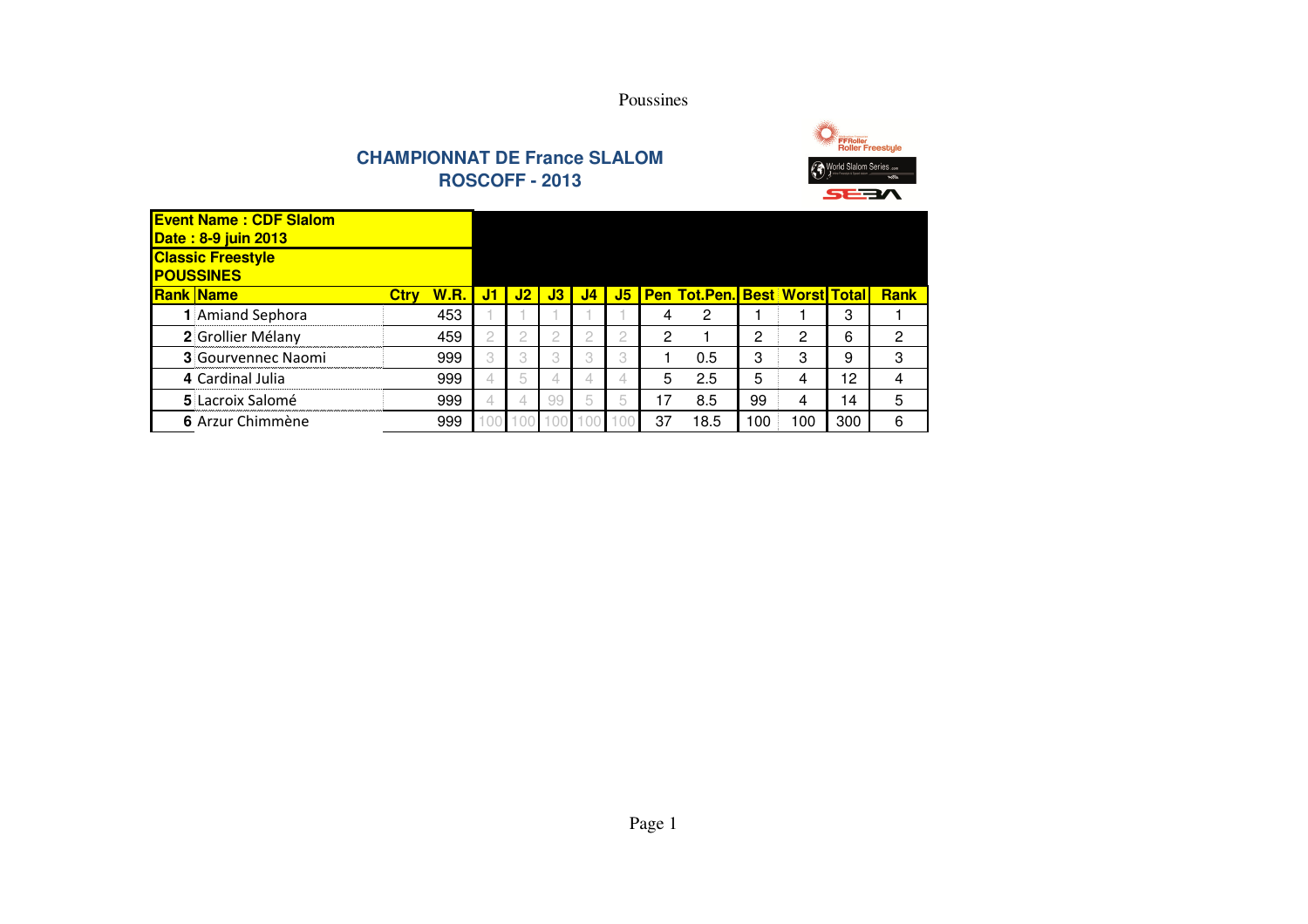Poussines

## CHAMPIONNAT DE France SLALOM
## ROSCOFF - 2013

**Event Name : CDF Slalom**
**Date : 8-9 juin 2013**
**Classic Freestyle**
**POUSSINES**

| Rank | Name | Ctry | W.R. | J1 | J2 | J3 | J4 | J5 | Pen | Tot.Pen. | Best | Worst | Total | Rank |
|---|---|---|---|---|---|---|---|---|---|---|---|---|---|---|
| 1 | Amiand Sephora | | 453 | 1 | 1 | 1 | 1 | 1 | 4 | 2 | 1 | 1 | 3 | 1 |
| 2 | Grollier Mélany | | 459 | 2 | 2 | 2 | 2 | 2 | 2 | 1 | 2 | 2 | 6 | 2 |
| 3 | Gourvennec Naomi | | 999 | 3 | 3 | 3 | 3 | 3 | 1 | 0.5 | 3 | 3 | 9 | 3 |
| 4 | Cardinal Julia | | 999 | 4 | 5 | 4 | 4 | 4 | 5 | 2.5 | 5 | 4 | 12 | 4 |
| 5 | Lacroix Salomé | | 999 | 4 | 4 | 99 | 5 | 5 | 17 | 8.5 | 99 | 4 | 14 | 5 |
| 6 | Arzur Chimmène | | 999 | 100 | 100 | 100 | 100 | 100 | 37 | 18.5 | 100 | 100 | 300 | 6 |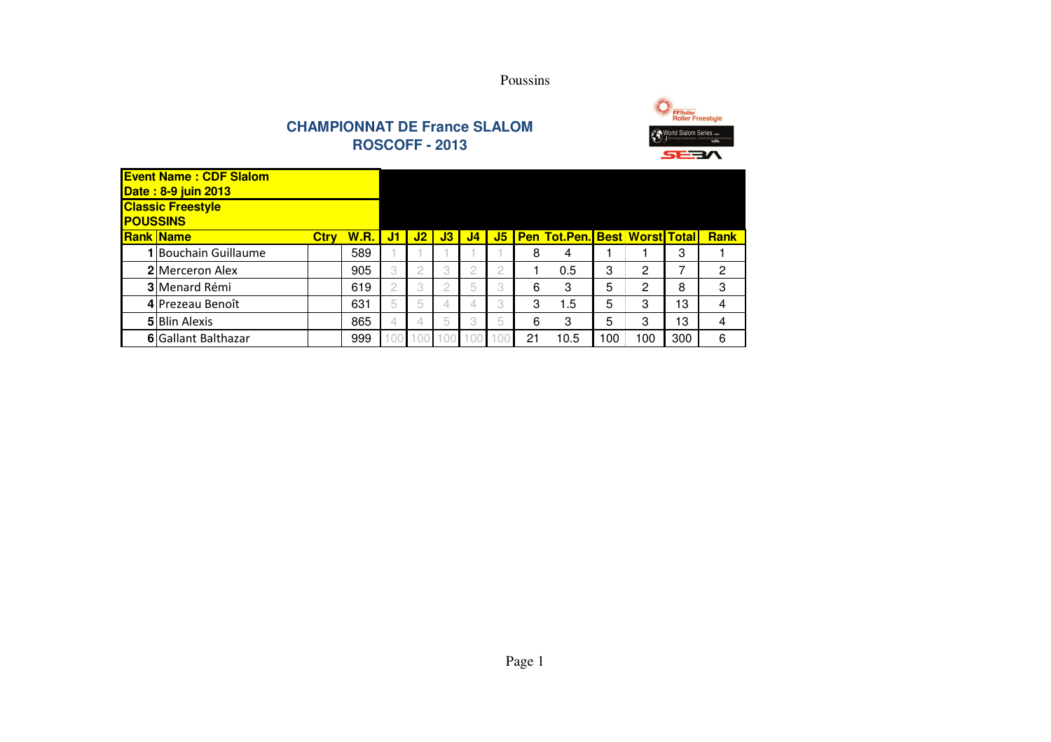Poussins

## CHAMPIONNAT DE France SLALOM
## ROSCOFF - 2013

**Event Name : CDF Slalom**
**Date : 8-9 juin 2013**
**Classic Freestyle**
**POUSSINS**

| Rank | Name | Ctry | W.R. | J1 | J2 | J3 | J4 | J5 | Pen | Tot.Pen. | Best | Worst | Total | Rank |
|---|---|---|---|---|---|---|---|---|---|---|---|---|---|---|
| 1 | Bouchain Guillaume | | 589 | 1 | 1 | 1 | 1 | 1 | 8 | 4 | 1 | 1 | 3 | 1 |
| 2 | Merceron Alex | | 905 | 3 | 2 | 3 | 2 | 2 | 1 | 0.5 | 3 | 2 | 7 | 2 |
| 3 | Menard Rémi | | 619 | 2 | 3 | 2 | 5 | 3 | 6 | 3 | 5 | 2 | 8 | 3 |
| 4 | Prezeau Benoît | | 631 | 5 | 5 | 4 | 4 | 3 | 3 | 1.5 | 5 | 3 | 13 | 4 |
| 5 | Blin Alexis | | 865 | 4 | 4 | 5 | 3 | 5 | 6 | 3 | 5 | 3 | 13 | 4 |
| 6 | Gallant Balthazar | | 999 | 100 | 100 | 100 | 100 | 100 | 21 | 10.5 | 100 | 100 | 300 | 6 |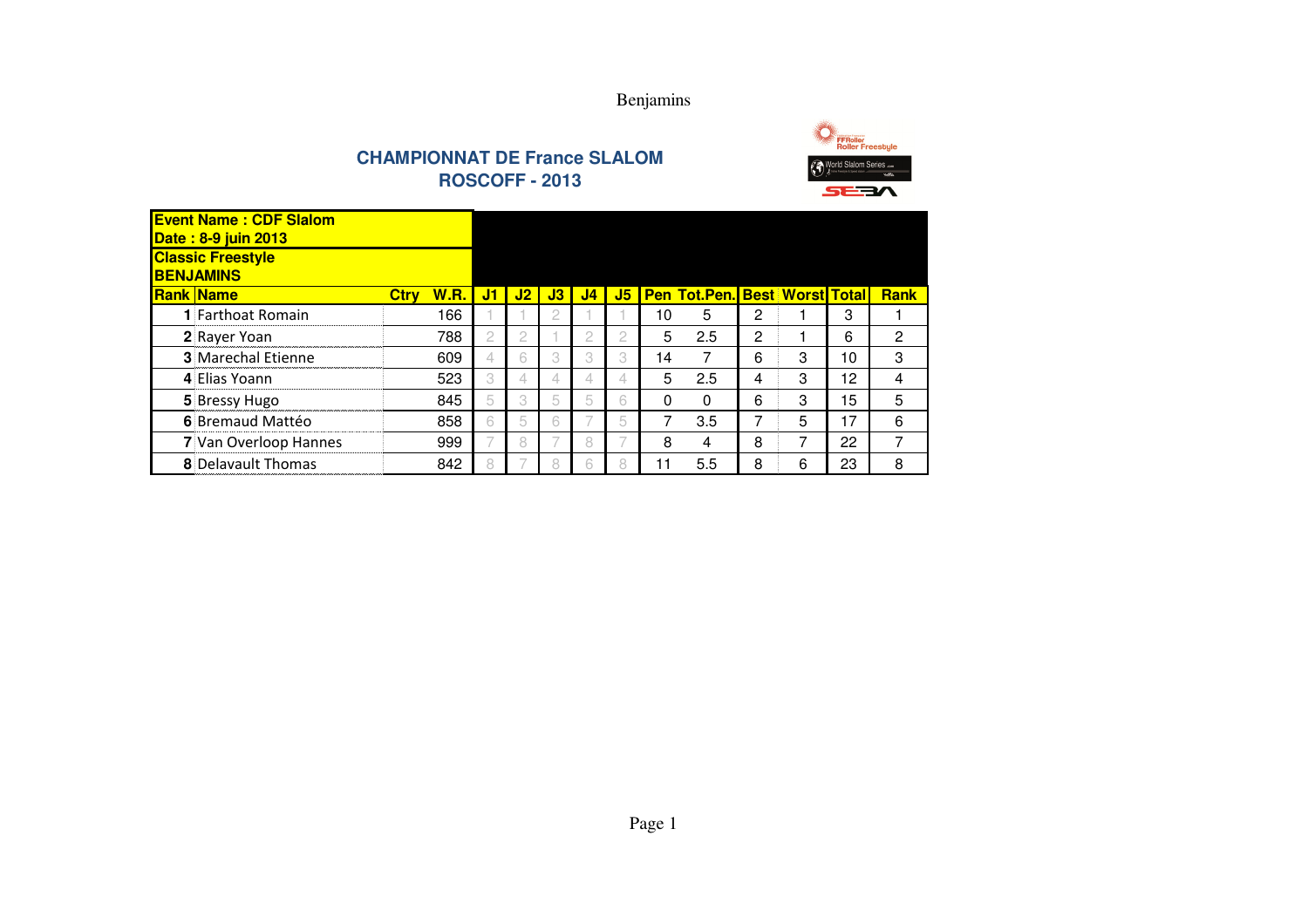Benjamins

**CHAMPIONNAT DE France SLALOM**
**ROSCOFF - 2013**

**Event Name : CDF Slalom**
**Date : 8-9 juin 2013**
**Classic Freestyle**
**BENJAMINS**

| Rank | Name | Ctry | W.R. | J1 | J2 | J3 | J4 | J5 | Pen | Tot.Pen. | Best | Worst | Total | Rank |
|---|---|---|---|---|---|---|---|---|---|---|---|---|---|---|
| 1 | Farthoat Romain | | 166 | 1 | 1 | 2 | 1 | 1 | 10 | 5 | 2 | 1 | 3 | 1 |
| 2 | Rayer Yoan | | 788 | 2 | 2 | 1 | 2 | 2 | 5 | 2.5 | 2 | 1 | 6 | 2 |
| 3 | Marechal Etienne | | 609 | 4 | 6 | 3 | 3 | 3 | 14 | 7 | 6 | 3 | 10 | 3 |
| 4 | Elias Yoann | | 523 | 3 | 4 | 4 | 4 | 4 | 5 | 2.5 | 4 | 3 | 12 | 4 |
| 5 | Bressy Hugo | | 845 | 5 | 3 | 5 | 5 | 6 | 0 | 0 | 6 | 3 | 15 | 5 |
| 6 | Bremaud Mattéo | | 858 | 6 | 5 | 6 | 7 | 5 | 7 | 3.5 | 7 | 5 | 17 | 6 |
| 7 | Van Overloop Hannes | | 999 | 7 | 8 | 7 | 8 | 7 | 8 | 4 | 8 | 7 | 22 | 7 |
| 8 | Delavault Thomas | | 842 | 8 | 7 | 8 | 6 | 8 | 11 | 5.5 | 8 | 6 | 23 | 8 |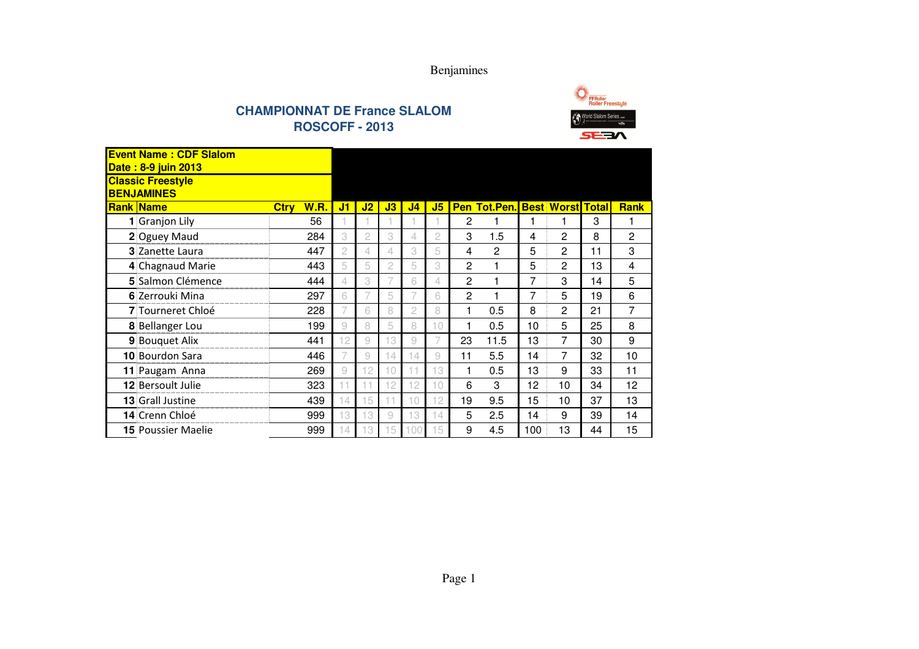Benjamines

## CHAMPIONNAT DE France SLALOM
## ROSCOFF - 2013

**Event Name : CDF Slalom**
**Date : 8-9 juin 2013**
**Classic Freestyle**
**BENJAMINES**

| Rank | Name | Ctry | W.R. | J1 | J2 | J3 | J4 | J5 | Pen | Tot.Pen. | Best | Worst | Total | Rank |
|---|---|---|---|---|---|---|---|---|---|---|---|---|---|---|
| 1 | Granjon Lily | | 56 | 1 | 1 | 1 | 1 | 1 | 2 | 1 | 1 | 1 | 3 | 1 |
| 2 | Oguey Maud | | 284 | 3 | 2 | 3 | 4 | 2 | 3 | 1.5 | 4 | 2 | 8 | 2 |
| 3 | Zanette Laura | | 447 | 2 | 4 | 4 | 3 | 5 | 4 | 2 | 5 | 2 | 11 | 3 |
| 4 | Chagnaud Marie | | 443 | 5 | 5 | 2 | 5 | 3 | 2 | 1 | 5 | 2 | 13 | 4 |
| 5 | Salmon Clémence | | 444 | 4 | 3 | 7 | 6 | 4 | 2 | 1 | 7 | 3 | 14 | 5 |
| 6 | Zerrouki Mina | | 297 | 6 | 7 | 5 | 7 | 6 | 2 | 1 | 7 | 5 | 19 | 6 |
| 7 | Tourneret Chloé | | 228 | 7 | 6 | 8 | 2 | 8 | 1 | 0.5 | 8 | 2 | 21 | 7 |
| 8 | Bellanger Lou | | 199 | 9 | 8 | 5 | 8 | 10 | 1 | 0.5 | 10 | 5 | 25 | 8 |
| 9 | Bouquet Alix | | 441 | 12 | 9 | 13 | 9 | 7 | 23 | 11.5 | 13 | 7 | 30 | 9 |
| 10 | Bourdon Sara | | 446 | 7 | 9 | 14 | 14 | 9 | 11 | 5.5 | 14 | 7 | 32 | 10 |
| 11 | Paugam Anna | | 269 | 9 | 12 | 10 | 11 | 13 | 1 | 0.5 | 13 | 9 | 33 | 11 |
| 12 | Bersoult Julie | | 323 | 11 | 11 | 12 | 12 | 10 | 6 | 3 | 12 | 10 | 34 | 12 |
| 13 | Grall Justine | | 439 | 14 | 15 | 11 | 10 | 12 | 19 | 9.5 | 15 | 10 | 37 | 13 |
| 14 | Crenn Chloé | | 999 | 13 | 13 | 9 | 13 | 14 | 5 | 2.5 | 14 | 9 | 39 | 14 |
| 15 | Poussier Maelie | | 999 | 14 | 13 | 15 | 100 | 15 | 9 | 4.5 | 100 | 13 | 44 | 15 |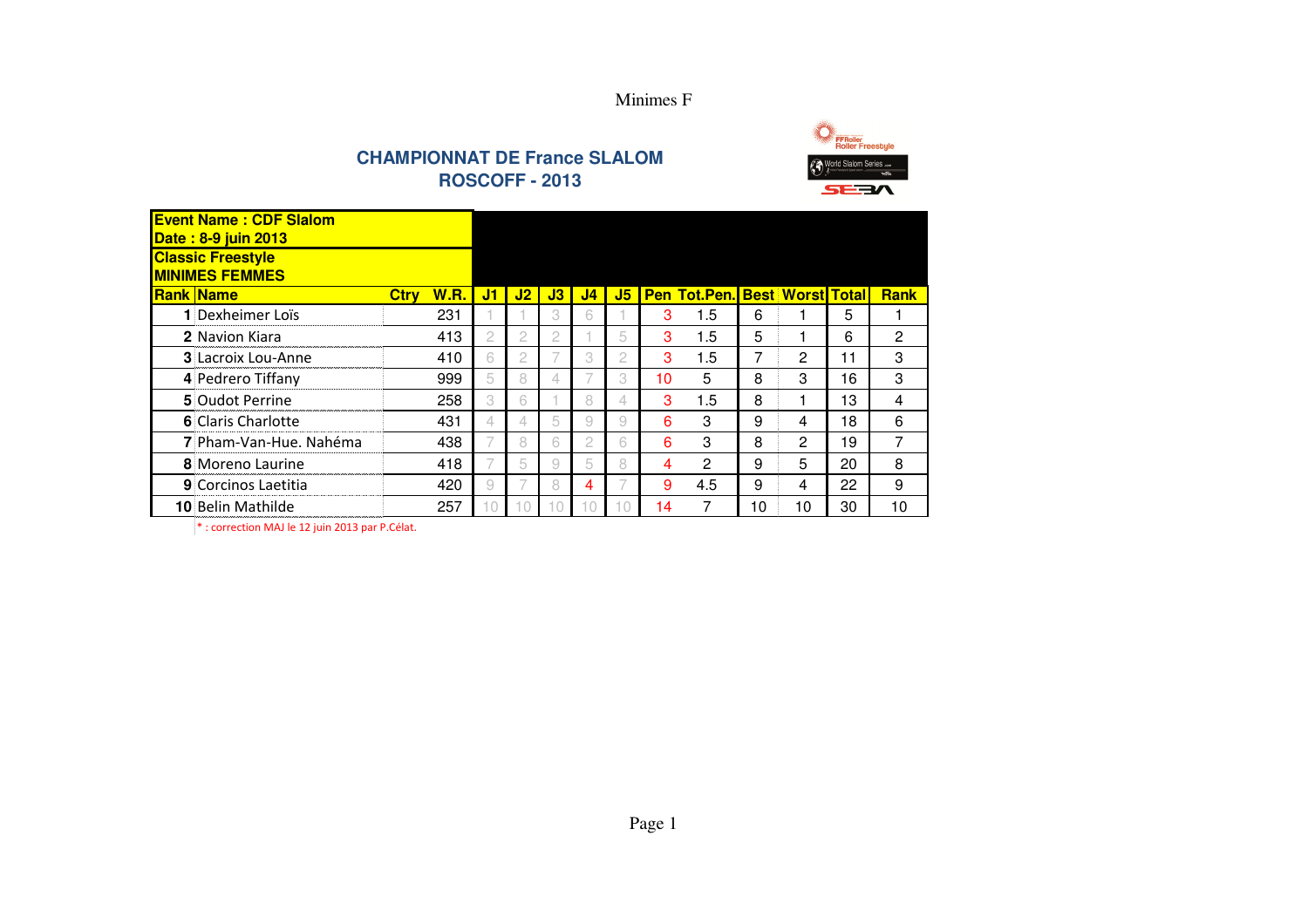Minimes F

**CHAMPIONNAT DE France SLALOM**
**ROSCOFF - 2013**

**Event Name : CDF Slalom**
**Date : 8-9 juin 2013**
**Classic Freestyle**
**MINIMES FEMMES**

| Rank | Name | Ctry | W.R. | J1 | J2 | J3 | J4 | J5 | Pen | Tot.Pen. | Best | Worst | Total | Rank |
|---|---|---|---|---|---|---|---|---|---|---|---|---|---|---|
| 1 | Dexheimer Loïs | | 231 | 1 | 1 | 3 | 6 | 1 | 3 | 1.5 | 6 | 1 | 5 | 1 |
| 2 | Navion Kiara | | 413 | 2 | 2 | 2 | 1 | 5 | 3 | 1.5 | 5 | 1 | 6 | 2 |
| 3 | Lacroix Lou-Anne | | 410 | 6 | 2 | 7 | 3 | 2 | 3 | 1.5 | 7 | 2 | 11 | 3 |
| 4 | Pedrero Tiffany | | 999 | 5 | 8 | 4 | 7 | 3 | 10 | 5 | 8 | 3 | 16 | 3 |
| 5 | Oudot Perrine | | 258 | 3 | 6 | 1 | 8 | 4 | 3 | 1.5 | 8 | 1 | 13 | 4 |
| 6 | Claris Charlotte | | 431 | 4 | 4 | 5 | 9 | 9 | 6 | 3 | 9 | 4 | 18 | 6 |
| 7 | Pham-Van-Hue. Nahéma | | 438 | 7 | 8 | 6 | 2 | 6 | 6 | 3 | 8 | 2 | 19 | 7 |
| 8 | Moreno Laurine | | 418 | 7 | 5 | 9 | 5 | 8 | 4 | 2 | 9 | 5 | 20 | 8 |
| 9 | Corcinos Laetitia | | 420 | 9 | 7 | 8 | 4 | 7 | 9 | 4.5 | 9 | 4 | 22 | 9 |
| 10 | Belin Mathilde | | 257 | 10 | 10 | 10 | 10 | 10 | 14 | 7 | 10 | 10 | 30 | 10 |

* : correction MAJ le 12 juin 2013 par P.Célat.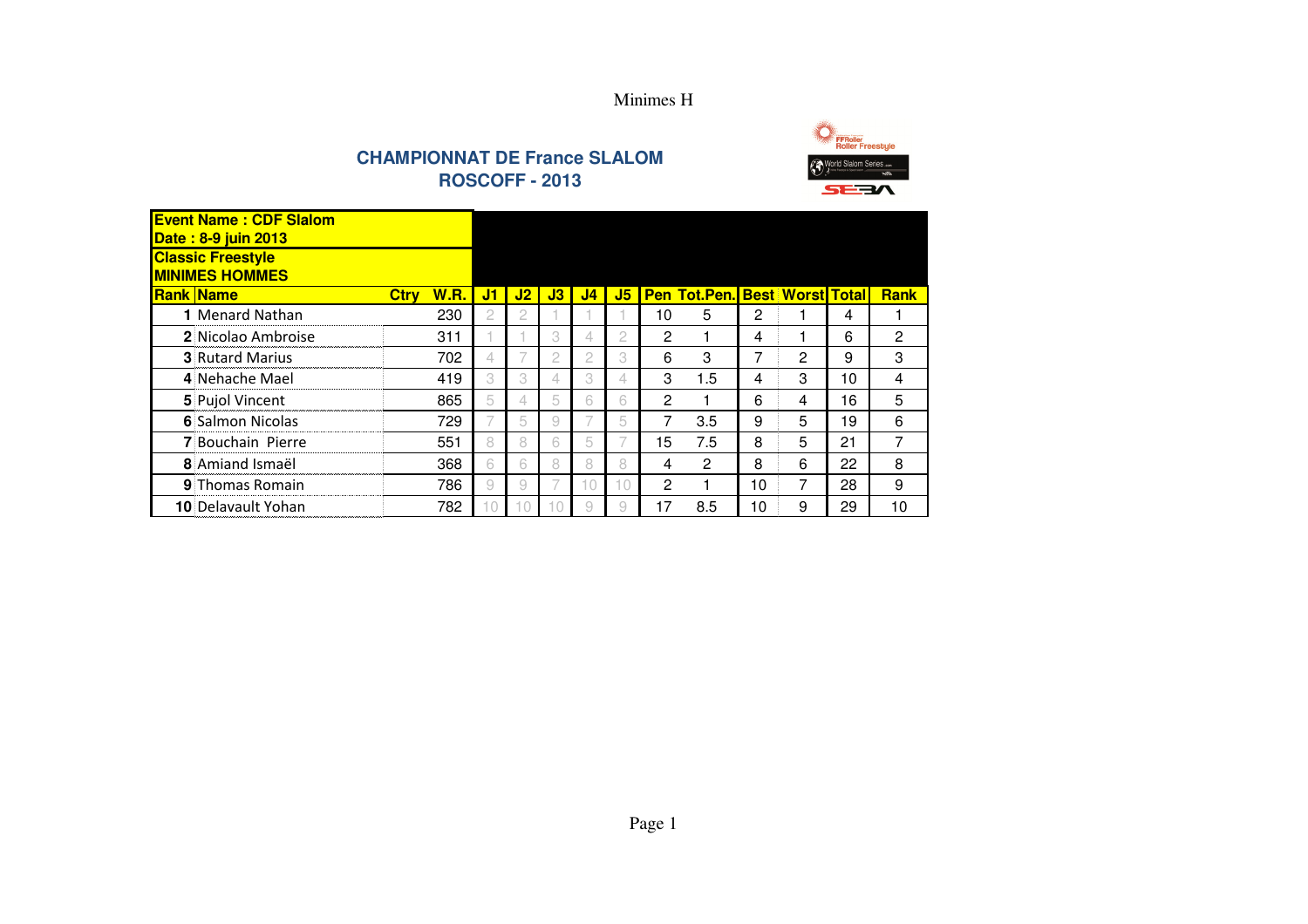Minimes H

**CHAMPIONNAT DE France SLALOM**
**ROSCOFF - 2013**

**Event Name : CDF Slalom**
**Date : 8-9 juin 2013**
**Classic Freestyle**
**MINIMES HOMMES**

| Rank | Name | Ctry | W.R. | J1 | J2 | J3 | J4 | J5 | Pen | Tot.Pen. | Best | Worst | Total | Rank |
|---|---|---|---|---|---|---|---|---|---|---|---|---|---|---|
| 1 | Menard Nathan | | 230 | 2 | 2 | 1 | 1 | 1 | 10 | 5 | 2 | 1 | 4 | 1 |
| 2 | Nicolao Ambroise | | 311 | 1 | 1 | 3 | 4 | 2 | 2 | 1 | 4 | 1 | 6 | 2 |
| 3 | Rutard Marius | | 702 | 4 | 7 | 2 | 2 | 3 | 6 | 3 | 7 | 2 | 9 | 3 |
| 4 | Nehache Mael | | 419 | 3 | 3 | 4 | 3 | 4 | 3 | 1.5 | 4 | 3 | 10 | 4 |
| 5 | Pujol Vincent | | 865 | 5 | 4 | 5 | 6 | 6 | 2 | 1 | 6 | 4 | 16 | 5 |
| 6 | Salmon Nicolas | | 729 | 7 | 5 | 9 | 7 | 5 | 7 | 3.5 | 9 | 5 | 19 | 6 |
| 7 | Bouchain Pierre | | 551 | 8 | 8 | 6 | 5 | 7 | 15 | 7.5 | 8 | 5 | 21 | 7 |
| 8 | Amiand Ismaël | | 368 | 6 | 6 | 8 | 8 | 8 | 4 | 2 | 8 | 6 | 22 | 8 |
| 9 | Thomas Romain | | 786 | 9 | 9 | 7 | 10 | 10 | 2 | 1 | 10 | 7 | 28 | 9 |
| 10 | Delavault Yohan | | 782 | 10 | 10 | 10 | 9 | 9 | 17 | 8.5 | 10 | 9 | 29 | 10 |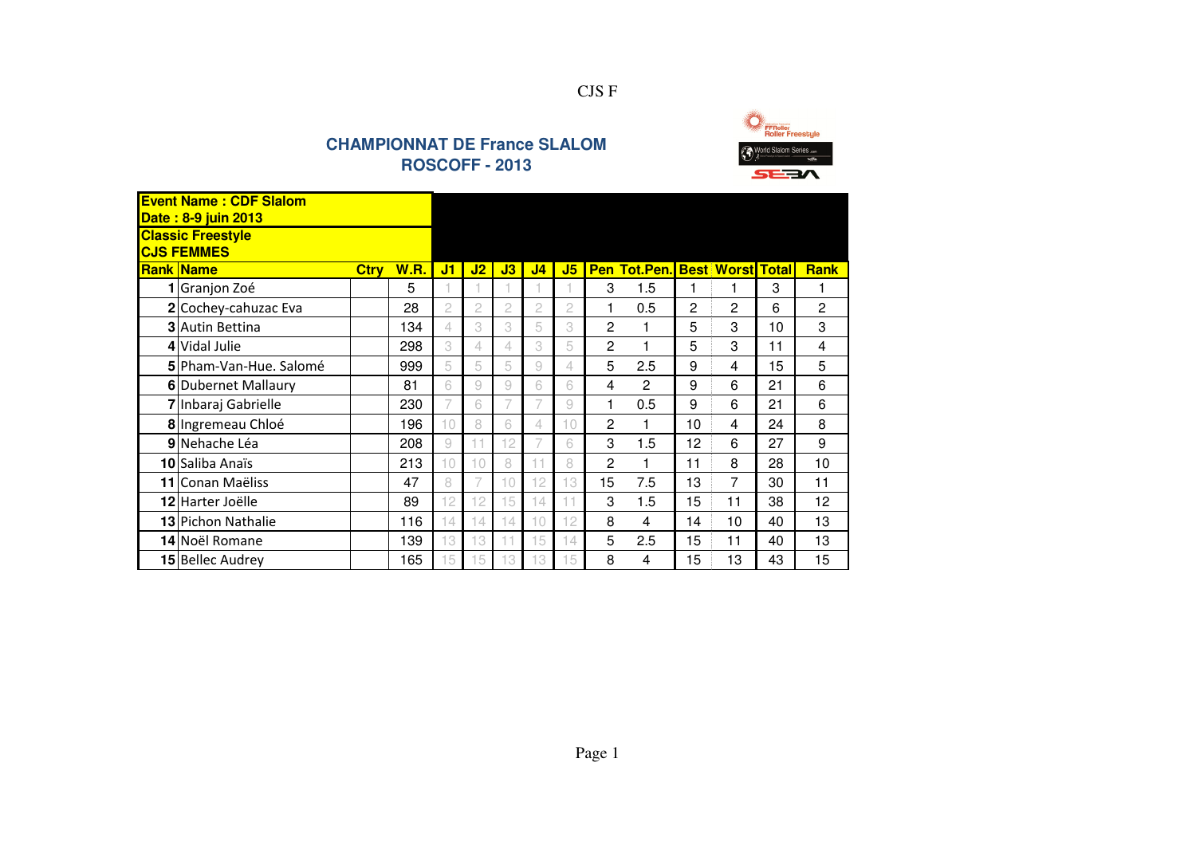CJS F

## CHAMPIONNAT DE France SLALOM
## ROSCOFF - 2013

**Event Name : CDF Slalom**
**Date : 8-9 juin 2013**
**Classic Freestyle**
**CJS FEMMES**

| Rank | Name | Ctry | W.R. | J1 | J2 | J3 | J4 | J5 | Pen | Tot.Pen. | Best | Worst | Total | Rank |
|---|---|---|---|---|---|---|---|---|---|---|---|---|---|---|
| 1 | Granjon Zoé | | 5 | 1 | 1 | 1 | 1 | 1 | 3 | 1.5 | 1 | 1 | 3 | 1 |
| 2 | Cochey-cahuzac Eva | | 28 | 2 | 2 | 2 | 2 | 2 | 1 | 0.5 | 2 | 2 | 6 | 2 |
| 3 | Autin Bettina | | 134 | 4 | 3 | 3 | 5 | 3 | 2 | 1 | 5 | 3 | 10 | 3 |
| 4 | Vidal Julie | | 298 | 3 | 4 | 4 | 3 | 5 | 2 | 1 | 5 | 3 | 11 | 4 |
| 5 | Pham-Van-Hue. Salomé | | 999 | 5 | 5 | 5 | 9 | 4 | 5 | 2.5 | 9 | 4 | 15 | 5 |
| 6 | Dubernet Mallaury | | 81 | 6 | 9 | 9 | 6 | 6 | 4 | 2 | 9 | 6 | 21 | 6 |
| 7 | Inbaraj Gabrielle | | 230 | 7 | 6 | 7 | 7 | 9 | 1 | 0.5 | 9 | 6 | 21 | 6 |
| 8 | Ingremeau Chloé | | 196 | 10 | 8 | 6 | 4 | 10 | 2 | 1 | 10 | 4 | 24 | 8 |
| 9 | Nehache Léa | | 208 | 9 | 11 | 12 | 7 | 6 | 3 | 1.5 | 12 | 6 | 27 | 9 |
| 10 | Saliba Anaïs | | 213 | 10 | 10 | 8 | 11 | 8 | 2 | 1 | 11 | 8 | 28 | 10 |
| 11 | Conan Maëliss | | 47 | 8 | 7 | 10 | 12 | 13 | 15 | 7.5 | 13 | 7 | 30 | 11 |
| 12 | Harter Joëlle | | 89 | 12 | 12 | 15 | 14 | 11 | 3 | 1.5 | 15 | 11 | 38 | 12 |
| 13 | Pichon Nathalie | | 116 | 14 | 14 | 14 | 10 | 12 | 8 | 4 | 14 | 10 | 40 | 13 |
| 14 | Noël Romane | | 139 | 13 | 13 | 11 | 15 | 14 | 5 | 2.5 | 15 | 11 | 40 | 13 |
| 15 | Bellec Audrey | | 165 | 15 | 15 | 13 | 13 | 15 | 8 | 4 | 15 | 13 | 43 | 15 |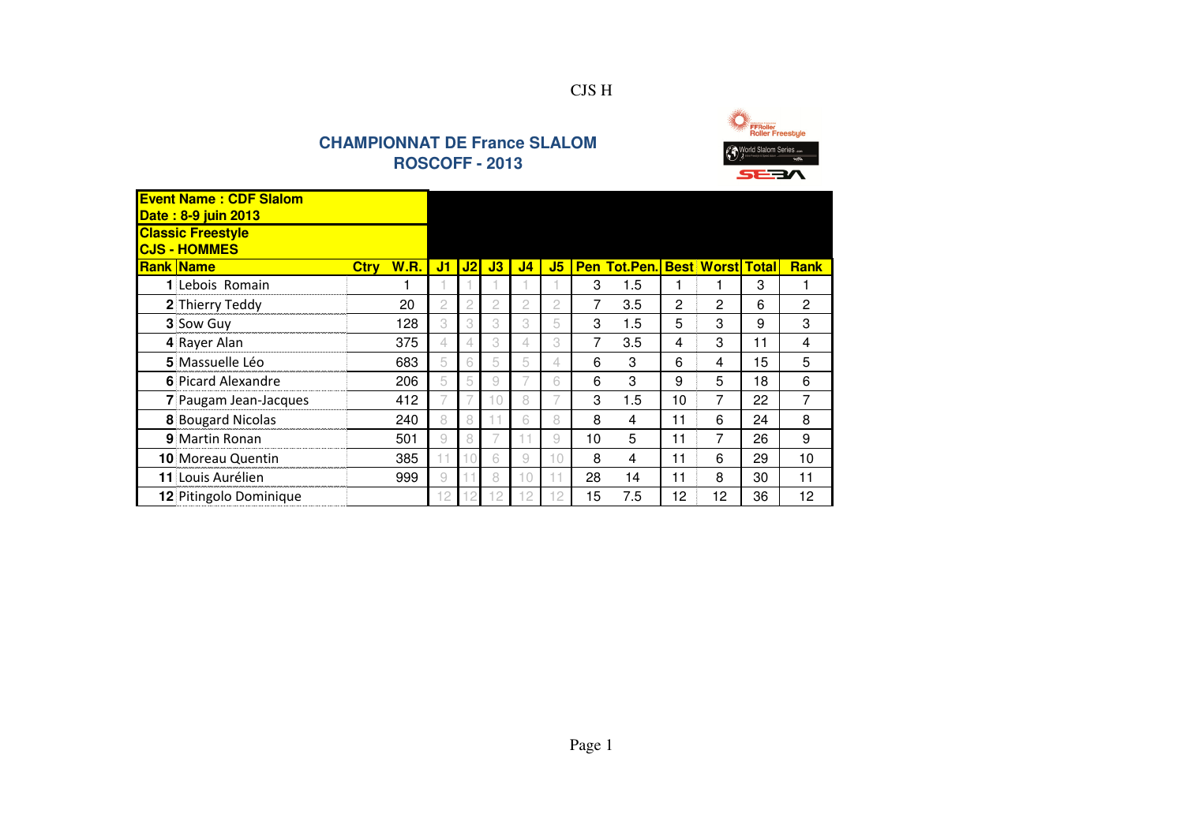CJS H

**CHAMPIONNAT DE France SLALOM**
**ROSCOFF - 2013**

**Event Name : CDF Slalom**
**Date : 8-9 juin 2013**
**Classic Freestyle**
**CJS - HOMMES**

| Rank | Name | Ctry | W.R. | J1 | J2 | J3 | J4 | J5 | Pen | Tot.Pen. | Best | Worst | Total | Rank |
|---|---|---|---|---|---|---|---|---|---|---|---|---|---|---|
| 1 | Lebois Romain | | 1 | 1 | 1 | 1 | 1 | 1 | 3 | 1.5 | 1 | 1 | 3 | 1 |
| 2 | Thierry Teddy | | 20 | 2 | 2 | 2 | 2 | 2 | 7 | 3.5 | 2 | 2 | 6 | 2 |
| 3 | Sow Guy | | 128 | 3 | 3 | 3 | 3 | 5 | 3 | 1.5 | 5 | 3 | 9 | 3 |
| 4 | Rayer Alan | | 375 | 4 | 4 | 3 | 4 | 3 | 7 | 3.5 | 4 | 3 | 11 | 4 |
| 5 | Massuelle Léo | | 683 | 5 | 6 | 5 | 5 | 4 | 6 | 3 | 6 | 4 | 15 | 5 |
| 6 | Picard Alexandre | | 206 | 5 | 5 | 9 | 7 | 6 | 6 | 3 | 9 | 5 | 18 | 6 |
| 7 | Paugam Jean-Jacques | | 412 | 7 | 7 | 10 | 8 | 7 | 3 | 1.5 | 10 | 7 | 22 | 7 |
| 8 | Bougard Nicolas | | 240 | 8 | 8 | 11 | 6 | 8 | 8 | 4 | 11 | 6 | 24 | 8 |
| 9 | Martin Ronan | | 501 | 9 | 8 | 7 | 11 | 9 | 10 | 5 | 11 | 7 | 26 | 9 |
| 10 | Moreau Quentin | | 385 | 11 | 10 | 6 | 9 | 10 | 8 | 4 | 11 | 6 | 29 | 10 |
| 11 | Louis Aurélien | | 999 | 9 | 11 | 8 | 10 | 11 | 28 | 14 | 11 | 8 | 30 | 11 |
| 12 | Pitingolo Dominique | | | 12 | 12 | 12 | 12 | 12 | 15 | 7.5 | 12 | 12 | 36 | 12 |